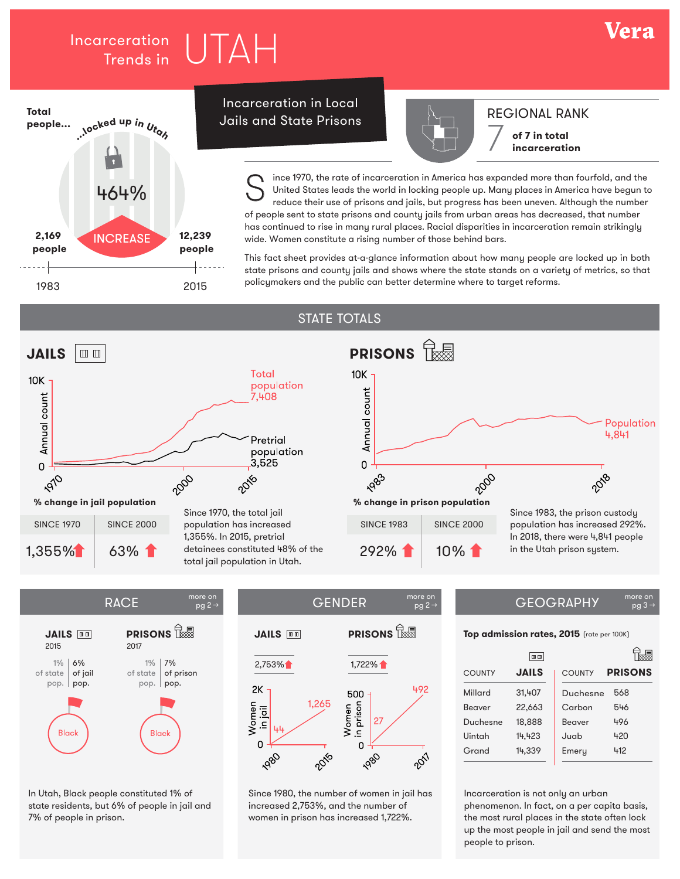# Incarceration Trends in UTAH

Vera

Total people... ...locked up in Utah

464% INCREASE

2,169 people — 1983

12,239 people — 2015

## Incarceration in Local Jails and State Prisons

REGIONAL RANK

7 of 7 in total incarceration

Since 1970, the rate of incarceration in America has expanded more than fourfold, and the United States leads the world in locking people up. Many places in America have begun to reduce their use of prisons and jails, but progress has been uneven. Although the number of people sent to state prisons and county jails from urban areas has decreased, that number has continued to rise in many rural places. Racial disparities in incarceration remain strikingly wide. Women constitute a rising number of those behind bars.

This fact sheet provides at-a-glance information about how many people are locked up in both state prisons and county jails and shows where the state stands on a variety of metrics, so that policymakers and the public can better determine where to target reforms.

## STATE TOTALS

### JAILS

Annual count: 0 – 10K, 1970 – 2000 – 2015

Total population 7,408

Pretrial population 3,525

% change in jail population

| SINCE 1970 | SINCE 2000 |
|---|---|
| 1,355% ↑ | 63% ↑ |

Since 1970, the total jail population has increased 1,355%. In 2015, pretrial detainees constituted 48% of the total jail population in Utah.

### PRISONS

Annual count: 0 – 10K, 1983 – 2000 – 2018

Population 4,841

% change in prison population

| SINCE 1983 | SINCE 2000 |
|---|---|
| 292% ↑ | 10% ↑ |

Since 1983, the prison custody population has increased 292%. In 2018, there were 4,841 people in the Utah prison system.

## RACE

more on pg 2 →

**JAILS** 2015

1% of state pop. | 6% of jail pop.

Black

**PRISONS** 2017

1% of state pop. | 7% of prison pop.

Black

In Utah, Black people constituted 1% of state residents, but 6% of people in jail and 7% of people in prison.

## GENDER

more on pg 2 →

**JAILS**

2,753% ↑

Women in jail: 44 (1980) → 1,265 (2015)

**PRISONS**

1,722% ↑

Women in prison: 27 (1980) → 492 (2017)

Since 1980, the number of women in jail has increased 2,753%, and the number of women in prison has increased 1,722%.

## GEOGRAPHY

more on pg 3 →

**Top admission rates, 2015** (rate per 100K)

| COUNTY | JAILS | COUNTY | PRISONS |
|---|---|---|---|
| Millard | 31,407 | Duchesne | 568 |
| Beaver | 22,663 | Carbon | 546 |
| Duchesne | 18,888 | Beaver | 496 |
| Uintah | 14,423 | Juab | 420 |
| Grand | 14,339 | Emery | 412 |

Incarceration is not only an urban phenomenon. In fact, on a per capita basis, the most rural places in the state often lock up the most people in jail and send the most people to prison.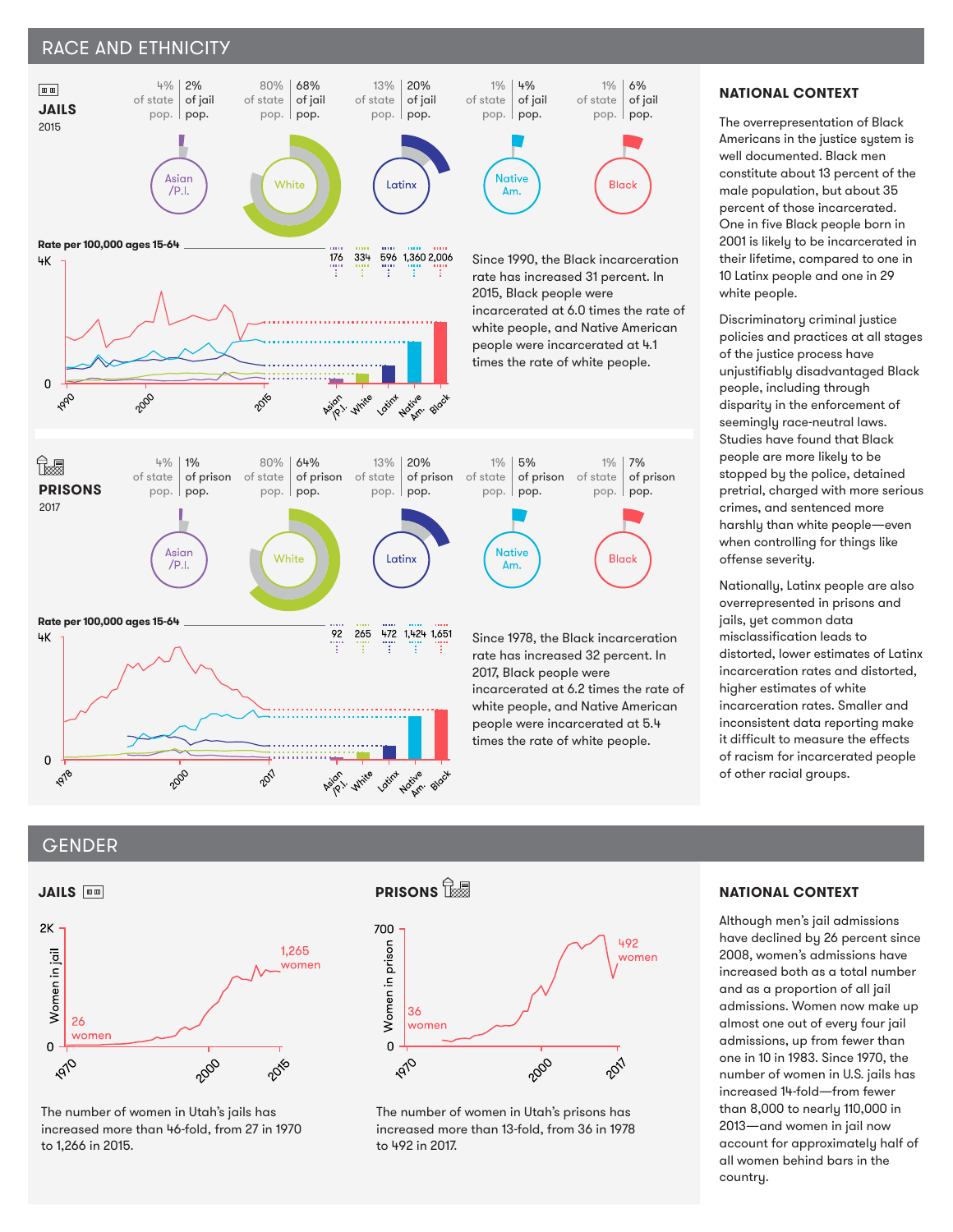## RACE AND ETHNICITY

### JAILS
2015

| | Asian /P.I. | White | Latinx | Native Am. | Black |
|---|---|---|---|---|---|
| of state pop. | 4% | 80% | 13% | 1% | 1% |
| of jail pop. | 2% | 68% | 20% | 4% | 6% |

Rate per 100,000 ages 15-64

| Asian /P.I. | White | Latinx | Native Am. | Black |
|---|---|---|---|---|
| 176 | 334 | 596 | 1,360 | 2,006 |

Since 1990, the Black incarceration rate has increased 31 percent. In 2015, Black people were incarcerated at 6.0 times the rate of white people, and Native American people were incarcerated at 4.1 times the rate of white people.

### PRISONS
2017

| | Asian /P.I. | White | Latinx | Native Am. | Black |
|---|---|---|---|---|---|
| of state pop. | 4% | 80% | 13% | 1% | 1% |
| of prison pop. | 1% | 64% | 20% | 5% | 7% |

Rate per 100,000 ages 15-64

| Asian /P.I. | White | Latinx | Native Am. | Black |
|---|---|---|---|---|
| 92 | 265 | 472 | 1,424 | 1,651 |

Since 1978, the Black incarceration rate has increased 32 percent. In 2017, Black people were incarcerated at 6.2 times the rate of white people, and Native American people were incarcerated at 5.4 times the rate of white people.

### NATIONAL CONTEXT

The overrepresentation of Black Americans in the justice system is well documented. Black men constitute about 13 percent of the male population, but about 35 percent of those incarcerated. One in five Black people born in 2001 is likely to be incarcerated in their lifetime, compared to one in 10 Latinx people and one in 29 white people.

Discriminatory criminal justice policies and practices at all stages of the justice process have unjustifiably disadvantaged Black people, including through disparity in the enforcement of seemingly race-neutral laws. Studies have found that Black people are more likely to be stopped by the police, detained pretrial, charged with more serious crimes, and sentenced more harshly than white people—even when controlling for things like offense severity.

Nationally, Latinx people are also overrepresented in prisons and jails, yet common data misclassification leads to distorted, lower estimates of Latinx incarceration rates and distorted, higher estimates of white incarceration rates. Smaller and inconsistent data reporting make it difficult to measure the effects of racism for incarcerated people of other racial groups.

## GENDER

### JAILS

Women in jail: 26 women (1970); 1,265 women (2015)

The number of women in Utah's jails has increased more than 46-fold, from 27 in 1970 to 1,266 in 2015.

### PRISONS

Women in prison: 36 women (1978); 492 women (2017)

The number of women in Utah's prisons has increased more than 13-fold, from 36 in 1978 to 492 in 2017.

### NATIONAL CONTEXT

Although men's jail admissions have declined by 26 percent since 2008, women's admissions have increased both as a total number and as a proportion of all jail admissions. Women now make up almost one out of every four jail admissions, up from fewer than one in 10 in 1983. Since 1970, the number of women in U.S. jails has increased 14-fold—from fewer than 8,000 to nearly 110,000 in 2013—and women in jail now account for approximately half of all women behind bars in the country.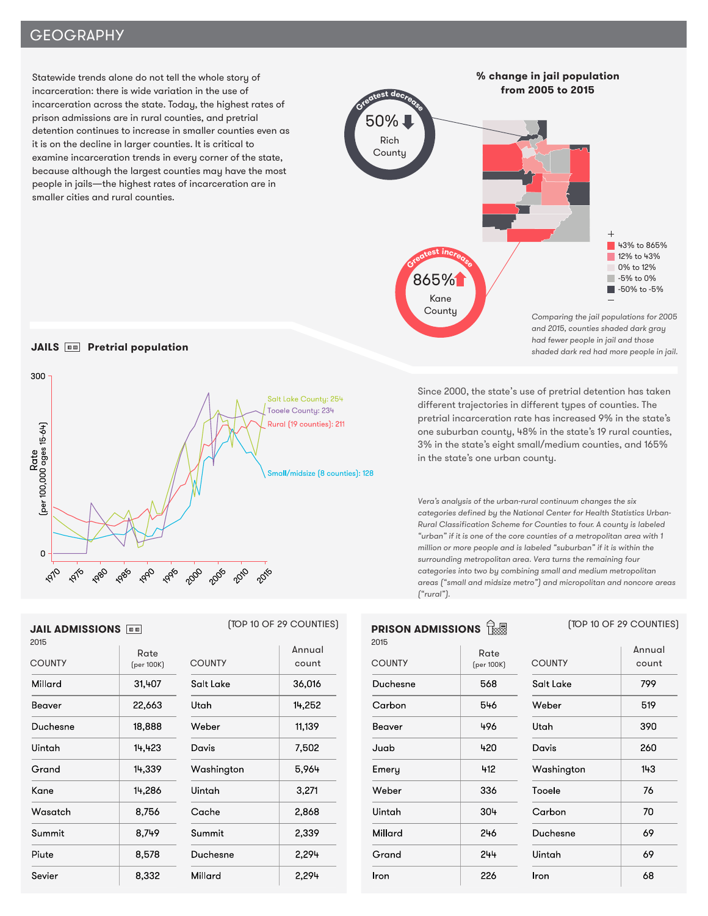## GEOGRAPHY

Statewide trends alone do not tell the whole story of incarceration: there is wide variation in the use of incarceration across the state. Today, the highest rates of prison admissions are in rural counties, and pretrial detention continues to increase in smaller counties even as it is on the decline in larger counties. It is critical to examine incarceration trends in every corner of the state, because although the largest counties may have the most people in jails—the highest rates of incarceration are in smaller cities and rural counties.

**% change in jail population from 2005 to 2015**

Greatest decrease: 50% Rich County

Greatest increase: 865% Kane County

- 43% to 865%
- 12% to 43%
- 0% to 12%
- -5% to 0%
- -50% to -5%

*Comparing the jail populations for 2005 and 2015, counties shaded dark gray had fewer people in jail and those shaded dark red had more people in jail.*

### JAILS Pretrial population

Rate (per 100,000 ages 15-64)

- Salt Lake County: 254
- Tooele County: 234
- Rural (19 counties): 211
- Small/midsize (8 counties): 128

Since 2000, the state's use of pretrial detention has taken different trajectories in different types of counties. The pretrial incarceration rate has increased 9% in the state's one suburban county, 48% in the state's 19 rural counties, 3% in the state's eight small/medium counties, and 165% in the state's one urban county.

*Vera's analysis of the urban-rural continuum changes the six categories defined by the National Center for Health Statistics Urban-Rural Classification Scheme for Counties to four. A county is labeled "urban" if it is one of the core counties of a metropolitan area with 1 million or more people and is labeled "suburban" if it is within the surrounding metropolitan area. Vera turns the remaining four categories into two by combining small and medium metropolitan areas ("small and midsize metro") and micropolitan and noncore areas ("rural").*

### JAIL ADMISSIONS

2015 (TOP 10 OF 29 COUNTIES)

| COUNTY | Rate (per 100K) | COUNTY | Annual count |
|---|---|---|---|
| Millard | 31,407 | Salt Lake | 36,016 |
| Beaver | 22,663 | Utah | 14,252 |
| Duchesne | 18,888 | Weber | 11,139 |
| Uintah | 14,423 | Davis | 7,502 |
| Grand | 14,339 | Washington | 5,964 |
| Kane | 14,286 | Uintah | 3,271 |
| Wasatch | 8,756 | Cache | 2,868 |
| Summit | 8,749 | Summit | 2,339 |
| Piute | 8,578 | Duchesne | 2,294 |
| Sevier | 8,332 | Millard | 2,294 |

### PRISON ADMISSIONS

2015 (TOP 10 OF 29 COUNTIES)

| COUNTY | Rate (per 100K) | COUNTY | Annual count |
|---|---|---|---|
| Duchesne | 568 | Salt Lake | 799 |
| Carbon | 546 | Weber | 519 |
| Beaver | 496 | Utah | 390 |
| Juab | 420 | Davis | 260 |
| Emery | 412 | Washington | 143 |
| Weber | 336 | Tooele | 76 |
| Uintah | 304 | Carbon | 70 |
| Millard | 246 | Duchesne | 69 |
| Grand | 244 | Uintah | 69 |
| Iron | 226 | Iron | 68 |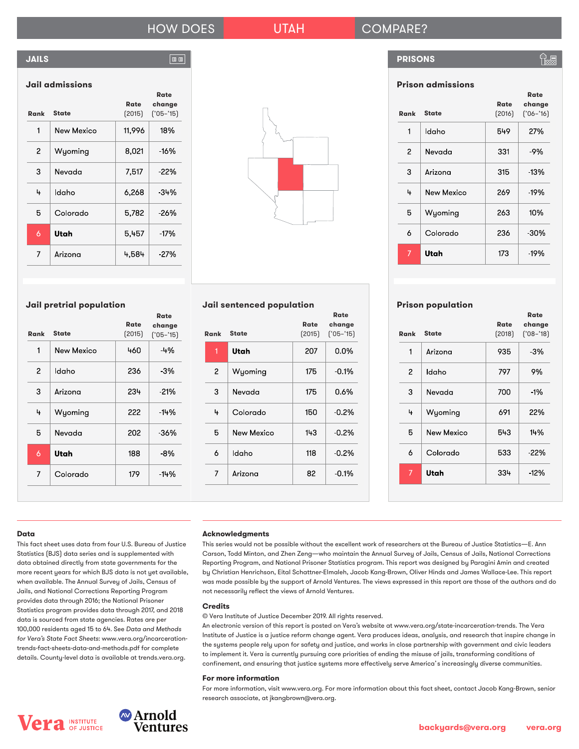# HOW DOES UTAH COMPARE?

## JAILS

### Jail admissions

| Rank | State | Rate (2015) | Rate change ('05–'15) |
|---|---|---|---|
| 1 | New Mexico | 11,996 | 18% |
| 2 | Wyoming | 8,021 | -16% |
| 3 | Nevada | 7,517 | -22% |
| 4 | Idaho | 6,268 | -34% |
| 5 | Colorado | 5,782 | -26% |
| 6 | **Utah** | 5,457 | -17% |
| 7 | Arizona | 4,584 | -27% |

### Jail pretrial population

| Rank | State | Rate (2015) | Rate change ('05–'15) |
|---|---|---|---|
| 1 | New Mexico | 460 | -4% |
| 2 | Idaho | 236 | -3% |
| 3 | Arizona | 234 | -21% |
| 4 | Wyoming | 222 | -14% |
| 5 | Nevada | 202 | -36% |
| 6 | **Utah** | 188 | -8% |
| 7 | Colorado | 179 | -14% |

### Jail sentenced population

| Rank | State | Rate (2015) | Rate change ('05–'15) |
|---|---|---|---|
| 1 | **Utah** | 207 | 0.0% |
| 2 | Wyoming | 175 | -0.1% |
| 3 | Nevada | 175 | 0.6% |
| 4 | Colorado | 150 | -0.2% |
| 5 | New Mexico | 143 | -0.2% |
| 6 | Idaho | 118 | -0.2% |
| 7 | Arizona | 82 | -0.1% |

## PRISONS

### Prison admissions

| Rank | State | Rate (2016) | Rate change ('06–'16) |
|---|---|---|---|
| 1 | Idaho | 549 | 27% |
| 2 | Nevada | 331 | -9% |
| 3 | Arizona | 315 | -13% |
| 4 | New Mexico | 269 | -19% |
| 5 | Wyoming | 263 | 10% |
| 6 | Colorado | 236 | -30% |
| 7 | **Utah** | 173 | -19% |

### Prison population

| Rank | State | Rate (2018) | Rate change ('08–'18) |
|---|---|---|---|
| 1 | Arizona | 935 | -3% |
| 2 | Idaho | 797 | 9% |
| 3 | Nevada | 700 | -1% |
| 4 | Wyoming | 691 | 22% |
| 5 | New Mexico | 543 | 14% |
| 6 | Colorado | 533 | -22% |
| 7 | **Utah** | 334 | -12% |

### Data

This fact sheet uses data from four U.S. Bureau of Justice Statistics (BJS) data series and is supplemented with data obtained directly from state governments for the more recent years for which BJS data is not yet available, when available. The Annual Survey of Jails, Census of Jails, and National Corrections Reporting Program provides data through 2016; the National Prisoner Statistics program provides data through 2017, and 2018 data is sourced from state agencies. Rates are per 100,000 residents aged 15 to 64. See *Data and Methods for Vera's State Fact Sheets*: www.vera.org/incarceration-trends-fact-sheets-data-and-methods.pdf for complete details. County-level data is available at trends.vera.org.

### Acknowledgments

This series would not be possible without the excellent work of researchers at the Bureau of Justice Statistics—E. Ann Carson, Todd Minton, and Zhen Zeng—who maintain the Annual Survey of Jails, Census of Jails, National Corrections Reporting Program, and National Prisoner Statistics program. This report was designed by Paragini Amin and created by Christian Henrichson, Eital Schattner-Elmaleh, Jacob Kang-Brown, Oliver Hinds and James Wallace-Lee. This report was made possible by the support of Arnold Ventures. The views expressed in this report are those of the authors and do not necessarily reflect the views of Arnold Ventures.

### Credits

© Vera Institute of Justice December 2019. All rights reserved.
An electronic version of this report is posted on Vera's website at www.vera.org/state-incarceration-trends. The Vera Institute of Justice is a justice reform change agent. Vera produces ideas, analysis, and research that inspire change in the systems people rely upon for safety and justice, and works in close partnership with government and civic leaders to implement it. Vera is currently pursuing core priorities of ending the misuse of jails, transforming conditions of confinement, and ensuring that justice systems more effectively serve America's increasingly diverse communities.

### For more information

For more information, visit www.vera.org. For more information about this fact sheet, contact Jacob Kang-Brown, senior research associate, at jkangbrown@vera.org.

Vera Institute of Justice — Arnold Ventures

backyards@vera.org    vera.org